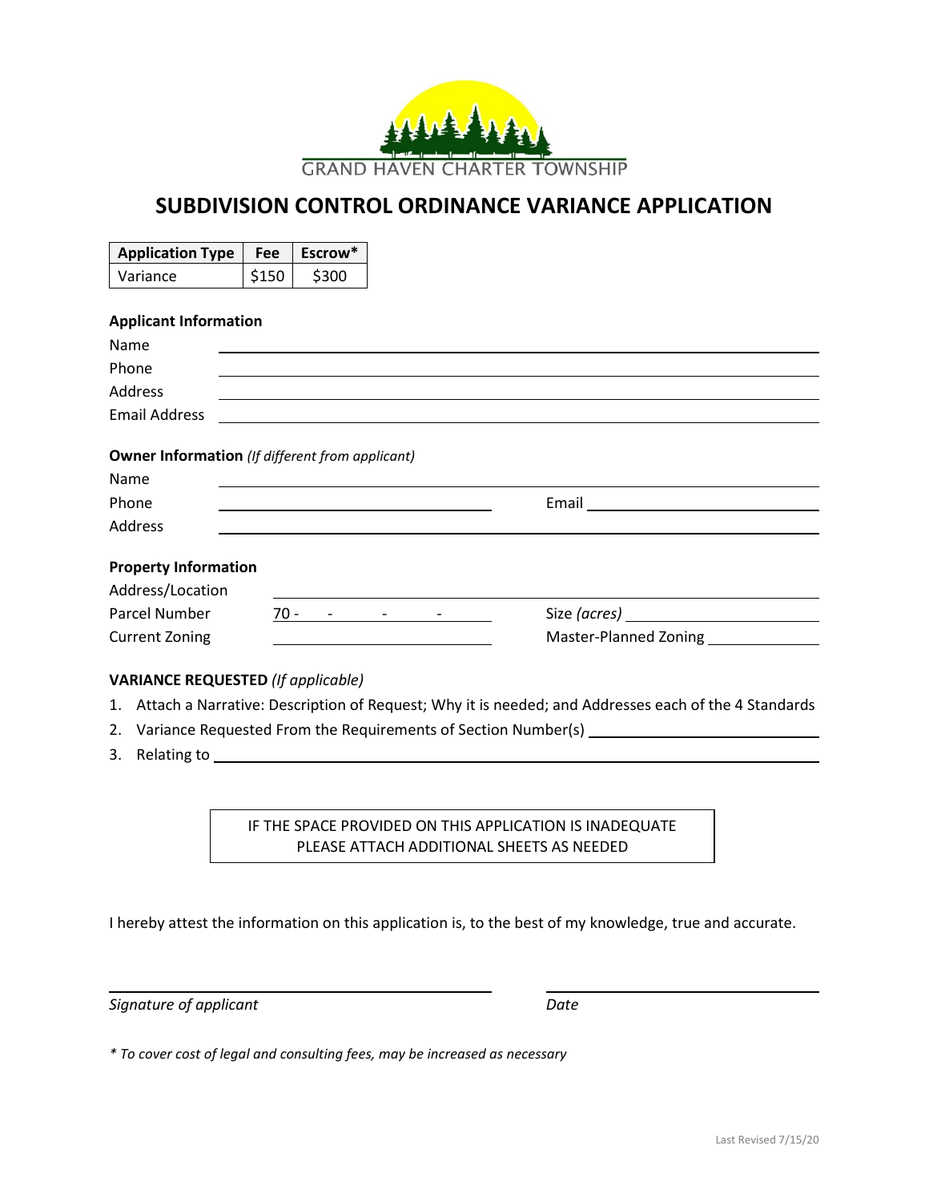GRAND HAVEN CHARTER TOWNSHIP

# SUBDIVISION CONTROL ORDINANCE VARIANCE APPLICATION

| Application Type | Fee | Escrow* |
| --- | --- | --- |
| Variance | $150 | $300 |

**Applicant Information**

Name ______________________________

Phone ______________________________

Address ______________________________

Email Address ______________________________

**Owner Information** *(If different from applicant)*

Name ______________________________

Phone ______________________________ Email ______________________________

Address ______________________________

**Property Information**

Address/Location ______________________________

Parcel Number 70 - ___ - ___ - ___ - ___ Size *(acres)* ______________________________

Current Zoning ______________________________ Master-Planned Zoning ______________________________

**VARIANCE REQUESTED** *(If applicable)*

1. Attach a Narrative: Description of Request; Why it is needed; and Addresses each of the 4 Standards
2. Variance Requested From the Requirements of Section Number(s) ______________________________
3. Relating to ______________________________

IF THE SPACE PROVIDED ON THIS APPLICATION IS INADEQUATE
PLEASE ATTACH ADDITIONAL SHEETS AS NEEDED

I hereby attest the information on this application is, to the best of my knowledge, true and accurate.

______________________________ ______________________________

*Signature of applicant* *Date*

*\* To cover cost of legal and consulting fees, may be increased as necessary*

Last Revised 7/15/20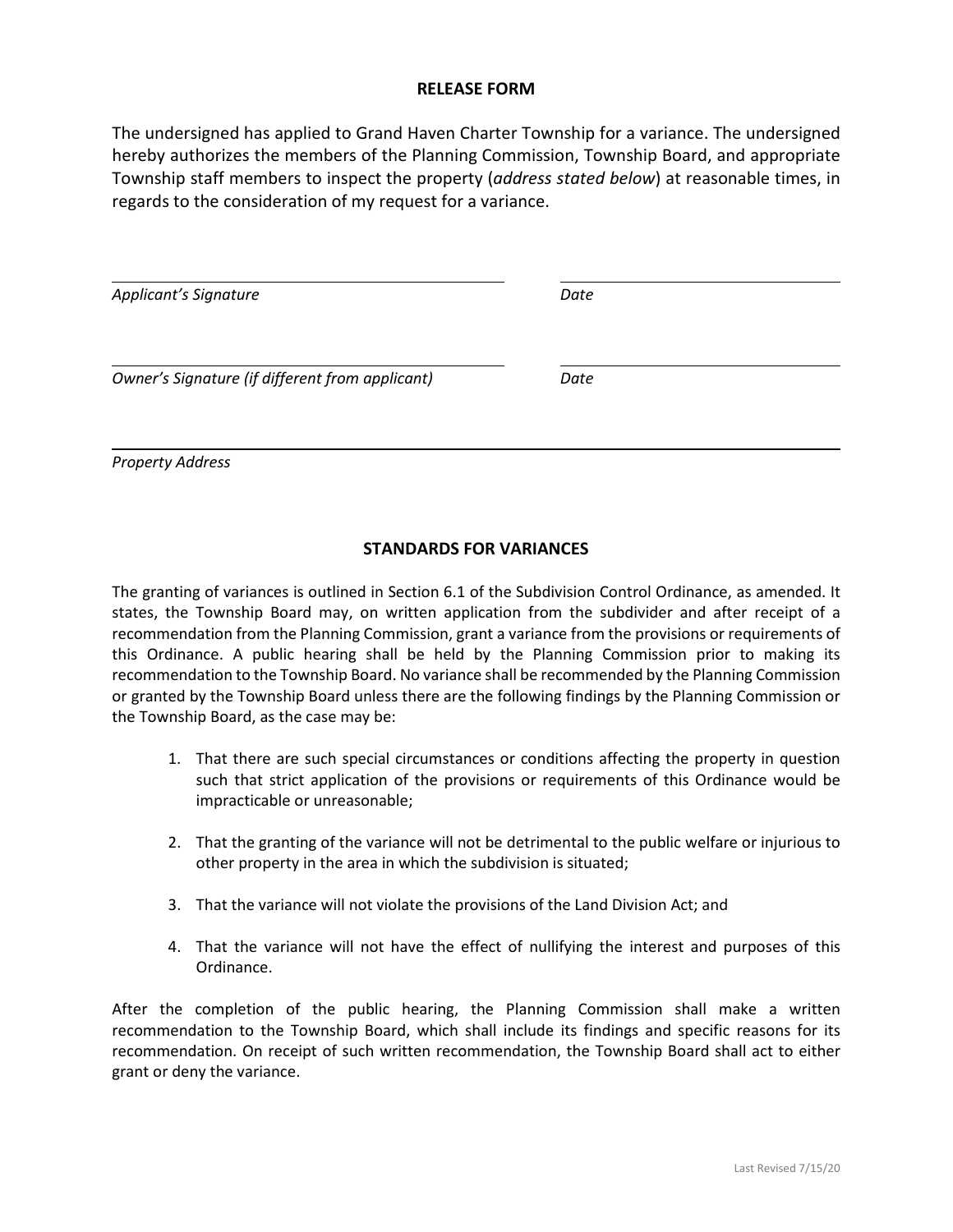## RELEASE FORM

The undersigned has applied to Grand Haven Charter Township for a variance. The undersigned hereby authorizes the members of the Planning Commission, Township Board, and appropriate Township staff members to inspect the property (*address stated below*) at reasonable times, in regards to the consideration of my request for a variance.

\_\_\_\_\_\_\_\_\_\_\_\_\_\_\_\_\_\_\_\_\_\_\_\_\_\_\_\_\_\_\_\_\_\_\_\_ \_\_\_\_\_\_\_\_\_\_\_\_\_\_\_\_\_\_\_\_\_\_\_\_\_

*Applicant's Signature* *Date*

\_\_\_\_\_\_\_\_\_\_\_\_\_\_\_\_\_\_\_\_\_\_\_\_\_\_\_\_\_\_\_\_\_\_\_\_ \_\_\_\_\_\_\_\_\_\_\_\_\_\_\_\_\_\_\_\_\_\_\_\_\_

*Owner's Signature (if different from applicant)* *Date*

\_\_\_\_\_\_\_\_\_\_\_\_\_\_\_\_\_\_\_\_\_\_\_\_\_\_\_\_\_\_\_\_\_\_\_\_\_\_\_\_\_\_\_\_\_\_\_\_\_\_\_\_\_\_\_\_\_\_\_\_\_\_\_

*Property Address*

## STANDARDS FOR VARIANCES

The granting of variances is outlined in Section 6.1 of the Subdivision Control Ordinance, as amended. It states, the Township Board may, on written application from the subdivider and after receipt of a recommendation from the Planning Commission, grant a variance from the provisions or requirements of this Ordinance. A public hearing shall be held by the Planning Commission prior to making its recommendation to the Township Board. No variance shall be recommended by the Planning Commission or granted by the Township Board unless there are the following findings by the Planning Commission or the Township Board, as the case may be:

1. That there are such special circumstances or conditions affecting the property in question such that strict application of the provisions or requirements of this Ordinance would be impracticable or unreasonable;

2. That the granting of the variance will not be detrimental to the public welfare or injurious to other property in the area in which the subdivision is situated;

3. That the variance will not violate the provisions of the Land Division Act; and

4. That the variance will not have the effect of nullifying the interest and purposes of this Ordinance.

After the completion of the public hearing, the Planning Commission shall make a written recommendation to the Township Board, which shall include its findings and specific reasons for its recommendation. On receipt of such written recommendation, the Township Board shall act to either grant or deny the variance.

Last Revised 7/15/20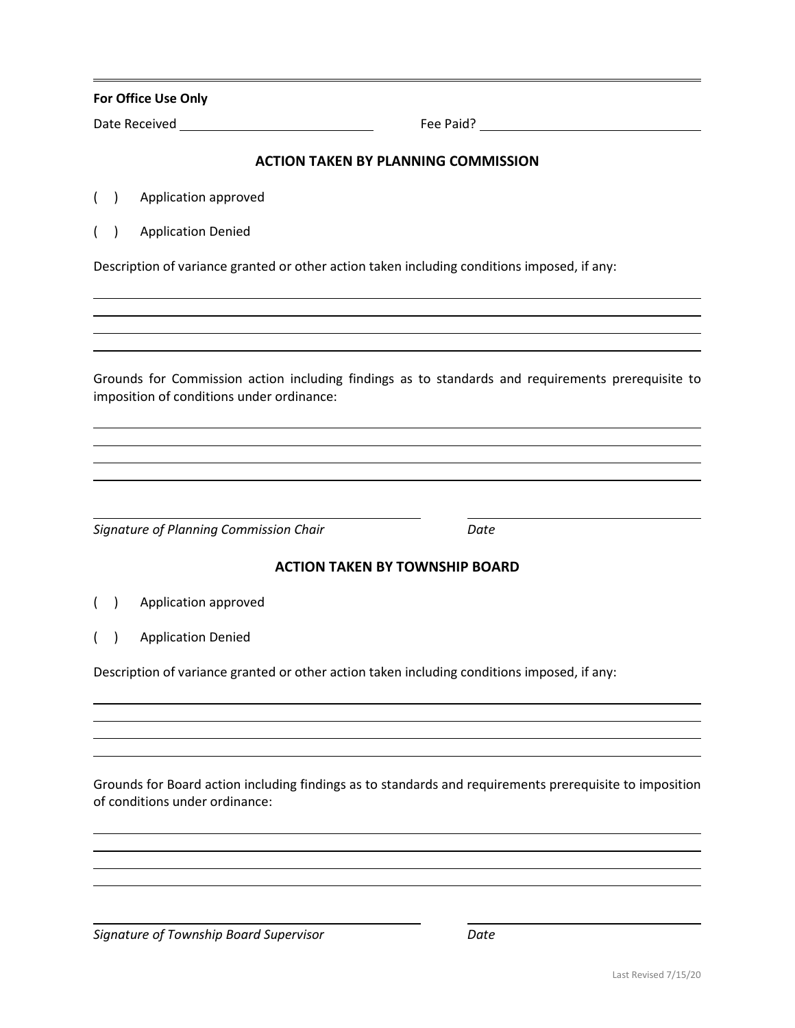**For Office Use Only**

Date Received \_\_\_\_\_\_\_\_\_\_\_\_\_\_\_\_\_\_\_\_\_\_\_\_\_\_ Fee Paid? \_\_\_\_\_\_\_\_\_\_\_\_\_\_\_\_\_\_\_\_\_\_\_\_\_\_

## ACTION TAKEN BY PLANNING COMMISSION

( ) Application approved

( ) Application Denied

Description of variance granted or other action taken including conditions imposed, if any:

\_\_\_\_\_\_\_\_\_\_\_\_\_\_\_\_\_\_\_\_\_\_\_\_\_\_\_\_\_\_\_\_\_\_\_\_\_\_\_\_\_\_\_\_\_\_\_\_\_\_\_\_\_\_\_\_\_\_\_\_\_\_\_\_\_\_\_\_\_\_\_\_

\_\_\_\_\_\_\_\_\_\_\_\_\_\_\_\_\_\_\_\_\_\_\_\_\_\_\_\_\_\_\_\_\_\_\_\_\_\_\_\_\_\_\_\_\_\_\_\_\_\_\_\_\_\_\_\_\_\_\_\_\_\_\_\_\_\_\_\_\_\_\_\_

\_\_\_\_\_\_\_\_\_\_\_\_\_\_\_\_\_\_\_\_\_\_\_\_\_\_\_\_\_\_\_\_\_\_\_\_\_\_\_\_\_\_\_\_\_\_\_\_\_\_\_\_\_\_\_\_\_\_\_\_\_\_\_\_\_\_\_\_\_\_\_\_

\_\_\_\_\_\_\_\_\_\_\_\_\_\_\_\_\_\_\_\_\_\_\_\_\_\_\_\_\_\_\_\_\_\_\_\_\_\_\_\_\_\_\_\_\_\_\_\_\_\_\_\_\_\_\_\_\_\_\_\_\_\_\_\_\_\_\_\_\_\_\_\_

Grounds for Commission action including findings as to standards and requirements prerequisite to imposition of conditions under ordinance:

\_\_\_\_\_\_\_\_\_\_\_\_\_\_\_\_\_\_\_\_\_\_\_\_\_\_\_\_\_\_\_\_\_\_\_\_\_\_\_\_\_\_\_\_\_\_\_\_\_\_\_\_\_\_\_\_\_\_\_\_\_\_\_\_\_\_\_\_\_\_\_\_

\_\_\_\_\_\_\_\_\_\_\_\_\_\_\_\_\_\_\_\_\_\_\_\_\_\_\_\_\_\_\_\_\_\_\_\_\_\_\_\_\_\_\_\_\_\_\_\_\_\_\_\_\_\_\_\_\_\_\_\_\_\_\_\_\_\_\_\_\_\_\_\_

\_\_\_\_\_\_\_\_\_\_\_\_\_\_\_\_\_\_\_\_\_\_\_\_\_\_\_\_\_\_\_\_\_\_\_\_\_\_\_\_\_\_\_\_\_\_\_\_\_\_\_\_\_\_\_\_\_\_\_\_\_\_\_\_\_\_\_\_\_\_\_\_

\_\_\_\_\_\_\_\_\_\_\_\_\_\_\_\_\_\_\_\_\_\_\_\_\_\_\_\_\_\_\_\_\_\_\_\_\_\_\_\_\_\_\_\_\_\_\_\_\_\_\_\_\_\_\_\_\_\_\_\_\_\_\_\_\_\_\_\_\_\_\_\_

\_\_\_\_\_\_\_\_\_\_\_\_\_\_\_\_\_\_\_\_\_\_\_\_\_\_\_\_\_\_\_\_\_\_\_\_ \_\_\_\_\_\_\_\_\_\_\_\_\_\_\_\_\_\_\_\_\_\_\_\_\_\_

*Signature of Planning Commission Chair* *Date*

## ACTION TAKEN BY TOWNSHIP BOARD

( ) Application approved

( ) Application Denied

Description of variance granted or other action taken including conditions imposed, if any:

\_\_\_\_\_\_\_\_\_\_\_\_\_\_\_\_\_\_\_\_\_\_\_\_\_\_\_\_\_\_\_\_\_\_\_\_\_\_\_\_\_\_\_\_\_\_\_\_\_\_\_\_\_\_\_\_\_\_\_\_\_\_\_\_\_\_\_\_\_\_\_\_

\_\_\_\_\_\_\_\_\_\_\_\_\_\_\_\_\_\_\_\_\_\_\_\_\_\_\_\_\_\_\_\_\_\_\_\_\_\_\_\_\_\_\_\_\_\_\_\_\_\_\_\_\_\_\_\_\_\_\_\_\_\_\_\_\_\_\_\_\_\_\_\_

\_\_\_\_\_\_\_\_\_\_\_\_\_\_\_\_\_\_\_\_\_\_\_\_\_\_\_\_\_\_\_\_\_\_\_\_\_\_\_\_\_\_\_\_\_\_\_\_\_\_\_\_\_\_\_\_\_\_\_\_\_\_\_\_\_\_\_\_\_\_\_\_

\_\_\_\_\_\_\_\_\_\_\_\_\_\_\_\_\_\_\_\_\_\_\_\_\_\_\_\_\_\_\_\_\_\_\_\_\_\_\_\_\_\_\_\_\_\_\_\_\_\_\_\_\_\_\_\_\_\_\_\_\_\_\_\_\_\_\_\_\_\_\_\_

Grounds for Board action including findings as to standards and requirements prerequisite to imposition of conditions under ordinance:

\_\_\_\_\_\_\_\_\_\_\_\_\_\_\_\_\_\_\_\_\_\_\_\_\_\_\_\_\_\_\_\_\_\_\_\_\_\_\_\_\_\_\_\_\_\_\_\_\_\_\_\_\_\_\_\_\_\_\_\_\_\_\_\_\_\_\_\_\_\_\_\_

\_\_\_\_\_\_\_\_\_\_\_\_\_\_\_\_\_\_\_\_\_\_\_\_\_\_\_\_\_\_\_\_\_\_\_\_\_\_\_\_\_\_\_\_\_\_\_\_\_\_\_\_\_\_\_\_\_\_\_\_\_\_\_\_\_\_\_\_\_\_\_\_

\_\_\_\_\_\_\_\_\_\_\_\_\_\_\_\_\_\_\_\_\_\_\_\_\_\_\_\_\_\_\_\_\_\_\_\_\_\_\_\_\_\_\_\_\_\_\_\_\_\_\_\_\_\_\_\_\_\_\_\_\_\_\_\_\_\_\_\_\_\_\_\_

\_\_\_\_\_\_\_\_\_\_\_\_\_\_\_\_\_\_\_\_\_\_\_\_\_\_\_\_\_\_\_\_\_\_\_\_\_\_\_\_\_\_\_\_\_\_\_\_\_\_\_\_\_\_\_\_\_\_\_\_\_\_\_\_\_\_\_\_\_\_\_\_

\_\_\_\_\_\_\_\_\_\_\_\_\_\_\_\_\_\_\_\_\_\_\_\_\_\_\_\_\_\_\_\_\_\_\_\_ \_\_\_\_\_\_\_\_\_\_\_\_\_\_\_\_\_\_\_\_\_\_\_\_\_\_

*Signature of Township Board Supervisor* *Date*

Last Revised 7/15/20